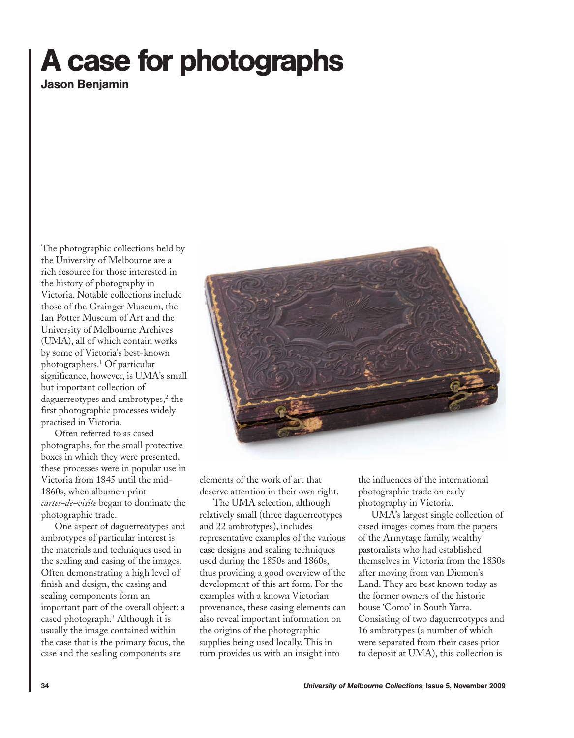# A case for photographs

**Jason Benjamin**

The photographic collections held by the University of Melbourne are a rich resource for those interested in the history of photography in Victoria. Notable collections include those of the Grainger Museum, the Ian Potter Museum of Art and the University of Melbourne Archives (UMA), all of which contain works by some of Victoria's best-known photographers.[1] Of particular significance, however, is UMA's small but important collection of daguerreotypes and ambrotypes,[2] the first photographic processes widely practised in Victoria.

Often referred to as cased photographs, for the small protective boxes in which they were presented, these processes were in popular use in Victoria from 1845 until the mid-1860s, when albumen print *cartes-de-visite* began to dominate the photographic trade.

One aspect of daguerreotypes and ambrotypes of particular interest is the materials and techniques used in the sealing and casing of the images. Often demonstrating a high level of finish and design, the casing and sealing components form an important part of the overall object: a cased photograph.[3] Although it is usually the image contained within the case that is the primary focus, the case and the sealing components are elements of the work of art that deserve attention in their own right.

The UMA selection, although relatively small (three daguerreotypes and 22 ambrotypes), includes representative examples of the various case designs and sealing techniques used during the 1850s and 1860s, thus providing a good overview of the development of this art form. For the examples with a known Victorian provenance, these casing elements can also reveal important information on the origins of the photographic supplies being used locally. This in turn provides us with an insight into the influences of the international photographic trade on early photography in Victoria.

UMA's largest single collection of cased images comes from the papers of the Armytage family, wealthy pastoralists who had established themselves in Victoria from the 1830s after moving from van Diemen's Land. They are best known today as the former owners of the historic house 'Como' in South Yarra. Consisting of two daguerreotypes and 16 ambrotypes (a number of which were separated from their cases prior to deposit at UMA), this collection is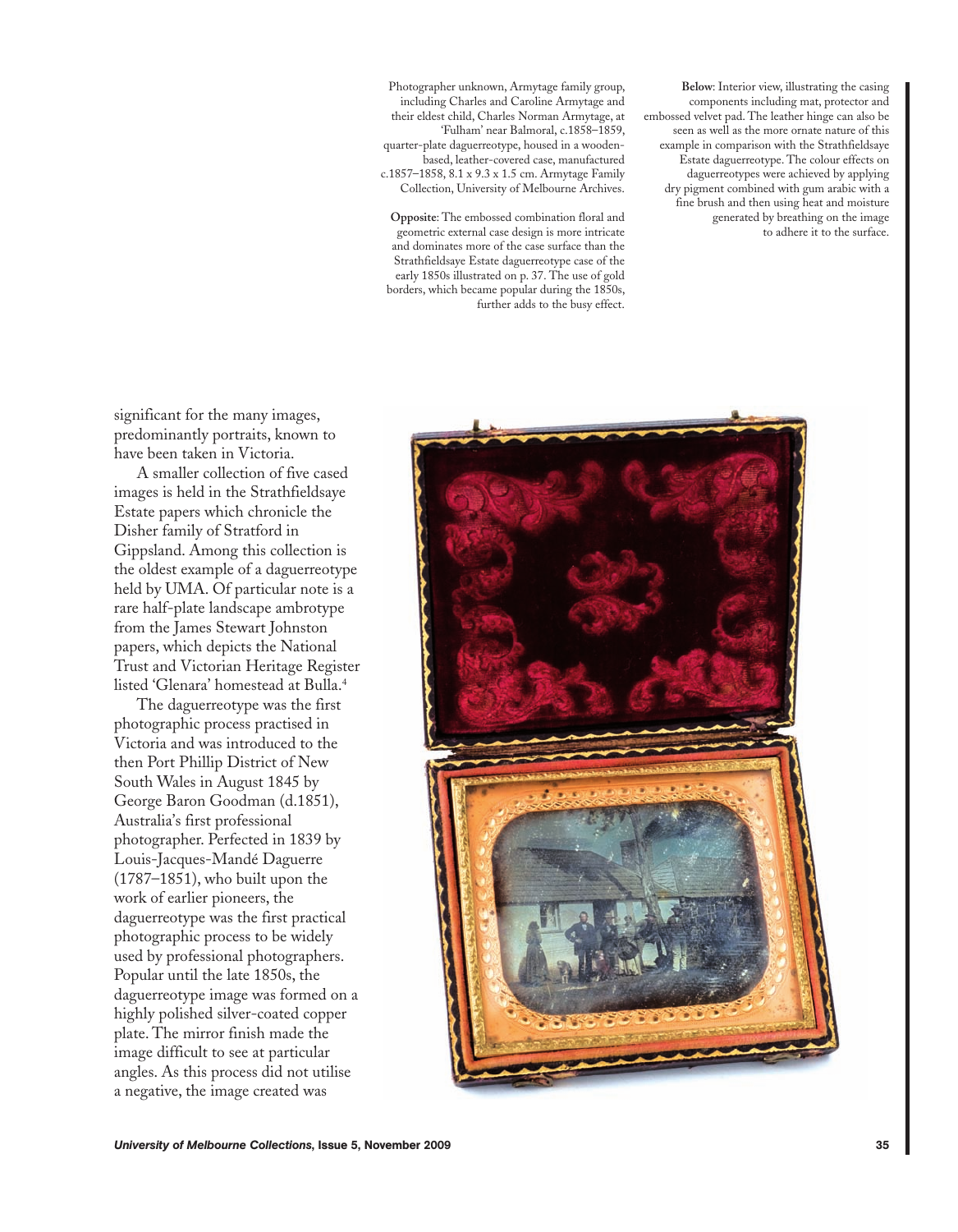Photographer unknown, Armytage family group, including Charles and Caroline Armytage and their eldest child, Charles Norman Armytage, at 'Fulham' near Balmoral, c.1858–1859, quarter-plate daguerreotype, housed in a wooden-based, leather-covered case, manufactured c.1857–1858, 8.1 x 9.3 x 1.5 cm. Armytage Family Collection, University of Melbourne Archives.

**Opposite**: The embossed combination floral and geometric external case design is more intricate and dominates more of the case surface than the Strathfieldsaye Estate daguerreotype case of the early 1850s illustrated on p. 37. The use of gold borders, which became popular during the 1850s, further adds to the busy effect.

**Below**: Interior view, illustrating the casing components including mat, protector and embossed velvet pad. The leather hinge can also be seen as well as the more ornate nature of this example in comparison with the Strathfieldsaye Estate daguerreotype. The colour effects on daguerreotypes were achieved by applying dry pigment combined with gum arabic with a fine brush and then using heat and moisture generated by breathing on the image to adhere it to the surface.

significant for the many images, predominantly portraits, known to have been taken in Victoria.

A smaller collection of five cased images is held in the Strathfieldsaye Estate papers which chronicle the Disher family of Stratford in Gippsland. Among this collection is the oldest example of a daguerreotype held by UMA. Of particular note is a rare half-plate landscape ambrotype from the James Stewart Johnston papers, which depicts the National Trust and Victorian Heritage Register listed 'Glenara' homestead at Bulla.[4]

The daguerreotype was the first photographic process practised in Victoria and was introduced to the then Port Phillip District of New South Wales in August 1845 by George Baron Goodman (d.1851), Australia's first professional photographer. Perfected in 1839 by Louis-Jacques-Mandé Daguerre (1787–1851), who built upon the work of earlier pioneers, the daguerreotype was the first practical photographic process to be widely used by professional photographers. Popular until the late 1850s, the daguerreotype image was formed on a highly polished silver-coated copper plate. The mirror finish made the image difficult to see at particular angles. As this process did not utilise a negative, the image created was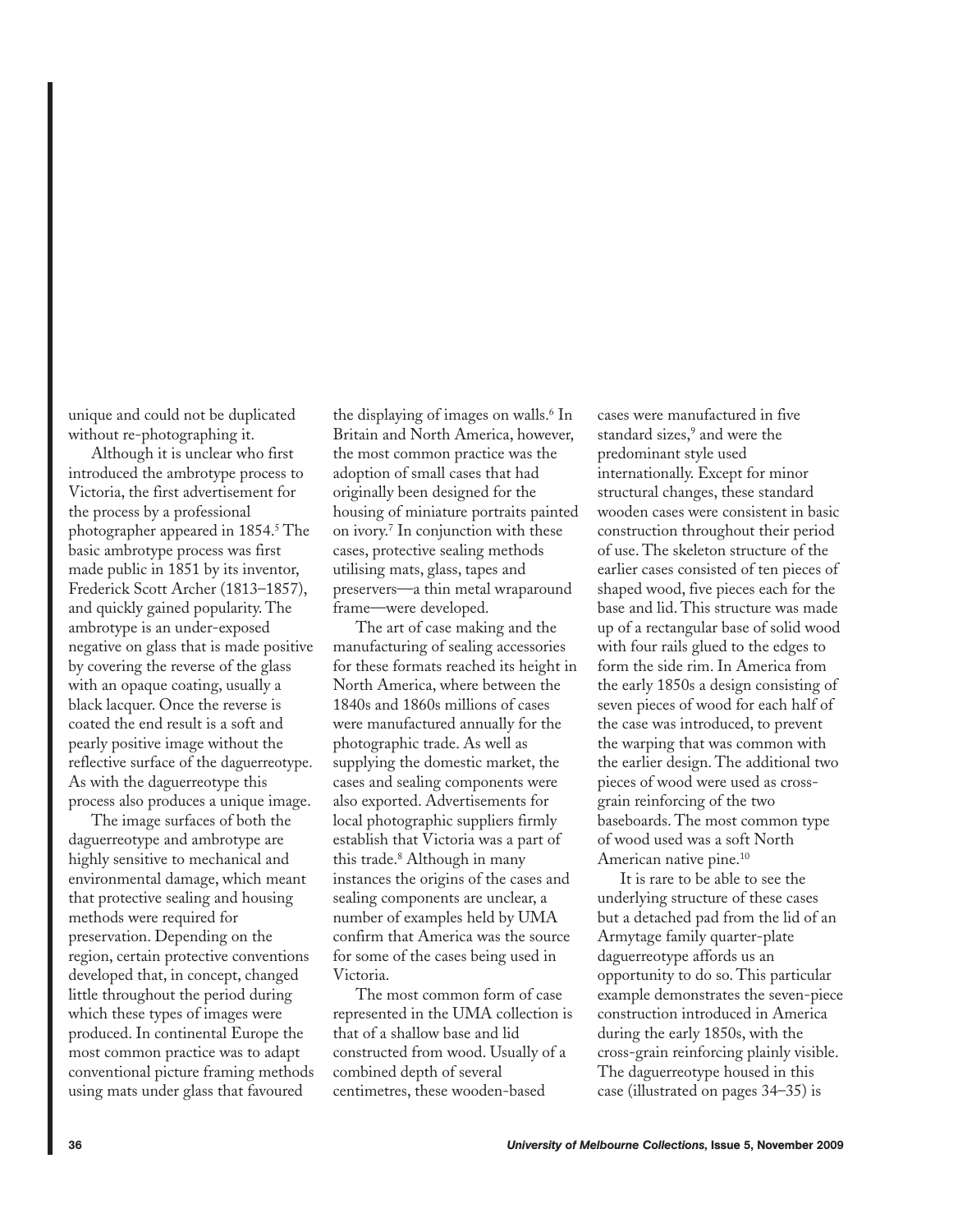unique and could not be duplicated without re-photographing it.

Although it is unclear who first introduced the ambrotype process to Victoria, the first advertisement for the process by a professional photographer appeared in 1854.[5] The basic ambrotype process was first made public in 1851 by its inventor, Frederick Scott Archer (1813–1857), and quickly gained popularity. The ambrotype is an under-exposed negative on glass that is made positive by covering the reverse of the glass with an opaque coating, usually a black lacquer. Once the reverse is coated the end result is a soft and pearly positive image without the reflective surface of the daguerreotype. As with the daguerreotype this process also produces a unique image.

The image surfaces of both the daguerreotype and ambrotype are highly sensitive to mechanical and environmental damage, which meant that protective sealing and housing methods were required for preservation. Depending on the region, certain protective conventions developed that, in concept, changed little throughout the period during which these types of images were produced. In continental Europe the most common practice was to adapt conventional picture framing methods using mats under glass that favoured the displaying of images on walls.[6] In Britain and North America, however, the most common practice was the adoption of small cases that had originally been designed for the housing of miniature portraits painted on ivory.[7] In conjunction with these cases, protective sealing methods utilising mats, glass, tapes and preservers—a thin metal wraparound frame—were developed.

The art of case making and the manufacturing of sealing accessories for these formats reached its height in North America, where between the 1840s and 1860s millions of cases were manufactured annually for the photographic trade. As well as supplying the domestic market, the cases and sealing components were also exported. Advertisements for local photographic suppliers firmly establish that Victoria was a part of this trade.[8] Although in many instances the origins of the cases and sealing components are unclear, a number of examples held by UMA confirm that America was the source for some of the cases being used in Victoria.

The most common form of case represented in the UMA collection is that of a shallow base and lid constructed from wood. Usually of a combined depth of several centimetres, these wooden-based cases were manufactured in five standard sizes,[9] and were the predominant style used internationally. Except for minor structural changes, these standard wooden cases were consistent in basic construction throughout their period of use. The skeleton structure of the earlier cases consisted of ten pieces of shaped wood, five pieces each for the base and lid. This structure was made up of a rectangular base of solid wood with four rails glued to the edges to form the side rim. In America from the early 1850s a design consisting of seven pieces of wood for each half of the case was introduced, to prevent the warping that was common with the earlier design. The additional two pieces of wood were used as cross-grain reinforcing of the two baseboards. The most common type of wood used was a soft North American native pine.[10]

It is rare to be able to see the underlying structure of these cases but a detached pad from the lid of an Armytage family quarter-plate daguerreotype affords us an opportunity to do so. This particular example demonstrates the seven-piece construction introduced in America during the early 1850s, with the cross-grain reinforcing plainly visible. The daguerreotype housed in this case (illustrated on pages 34–35) is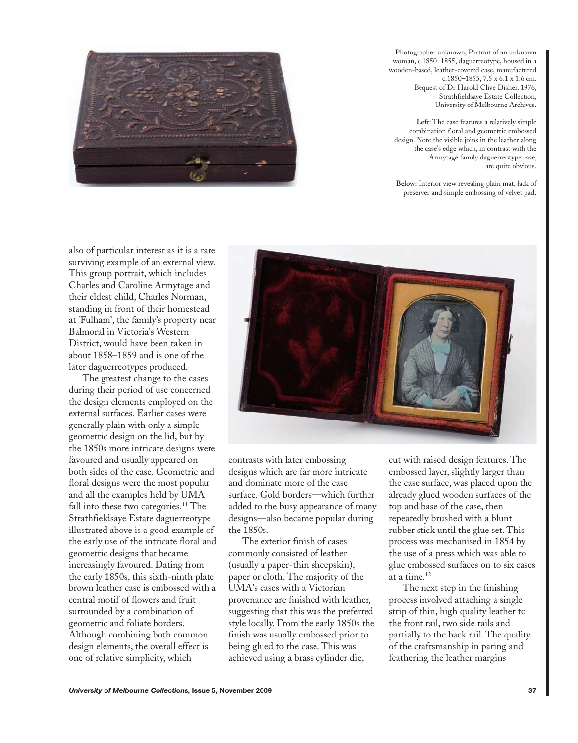Photographer unknown, Portrait of an unknown woman, c.1850–1855, daguerreotype, housed in a wooden-based, leather-covered case, manufactured c.1850–1855, 7.5 x 6.1 x 1.6 cm. Bequest of Dr Harold Clive Disher, 1976, Strathfieldsaye Estate Collection, University of Melbourne Archives.

**Left**: The case features a relatively simple combination floral and geometric embossed design. Note the visible joins in the leather along the case's edge which, in contrast with the Armytage family daguerreotype case, are quite obvious.

**Below**: Interior view revealing plain mat, lack of preserver and simple embossing of velvet pad.

also of particular interest as it is a rare surviving example of an external view. This group portrait, which includes Charles and Caroline Armytage and their eldest child, Charles Norman, standing in front of their homestead at 'Fulham', the family's property near Balmoral in Victoria's Western District, would have been taken in about 1858–1859 and is one of the later daguerreotypes produced.

The greatest change to the cases during their period of use concerned the design elements employed on the external surfaces. Earlier cases were generally plain with only a simple geometric design on the lid, but by the 1850s more intricate designs were favoured and usually appeared on both sides of the case. Geometric and floral designs were the most popular and all the examples held by UMA fall into these two categories.[11] The Strathfieldsaye Estate daguerreotype illustrated above is a good example of the early use of the intricate floral and geometric designs that became increasingly favoured. Dating from the early 1850s, this sixth-ninth plate brown leather case is embossed with a central motif of flowers and fruit surrounded by a combination of geometric and foliate borders. Although combining both common design elements, the overall effect is one of relative simplicity, which contrasts with later embossing designs which are far more intricate and dominate more of the case surface. Gold borders—which further added to the busy appearance of many designs—also became popular during the 1850s.

The exterior finish of cases commonly consisted of leather (usually a paper-thin sheepskin), paper or cloth. The majority of the UMA's cases with a Victorian provenance are finished with leather, suggesting that this was the preferred style locally. From the early 1850s the finish was usually embossed prior to being glued to the case. This was achieved using a brass cylinder die, cut with raised design features. The embossed layer, slightly larger than the case surface, was placed upon the already glued wooden surfaces of the top and base of the case, then repeatedly brushed with a blunt rubber stick until the glue set. This process was mechanised in 1854 by the use of a press which was able to glue embossed surfaces on to six cases at a time.[12]

The next step in the finishing process involved attaching a single strip of thin, high quality leather to the front rail, two side rails and partially to the back rail. The quality of the craftsmanship in paring and feathering the leather margins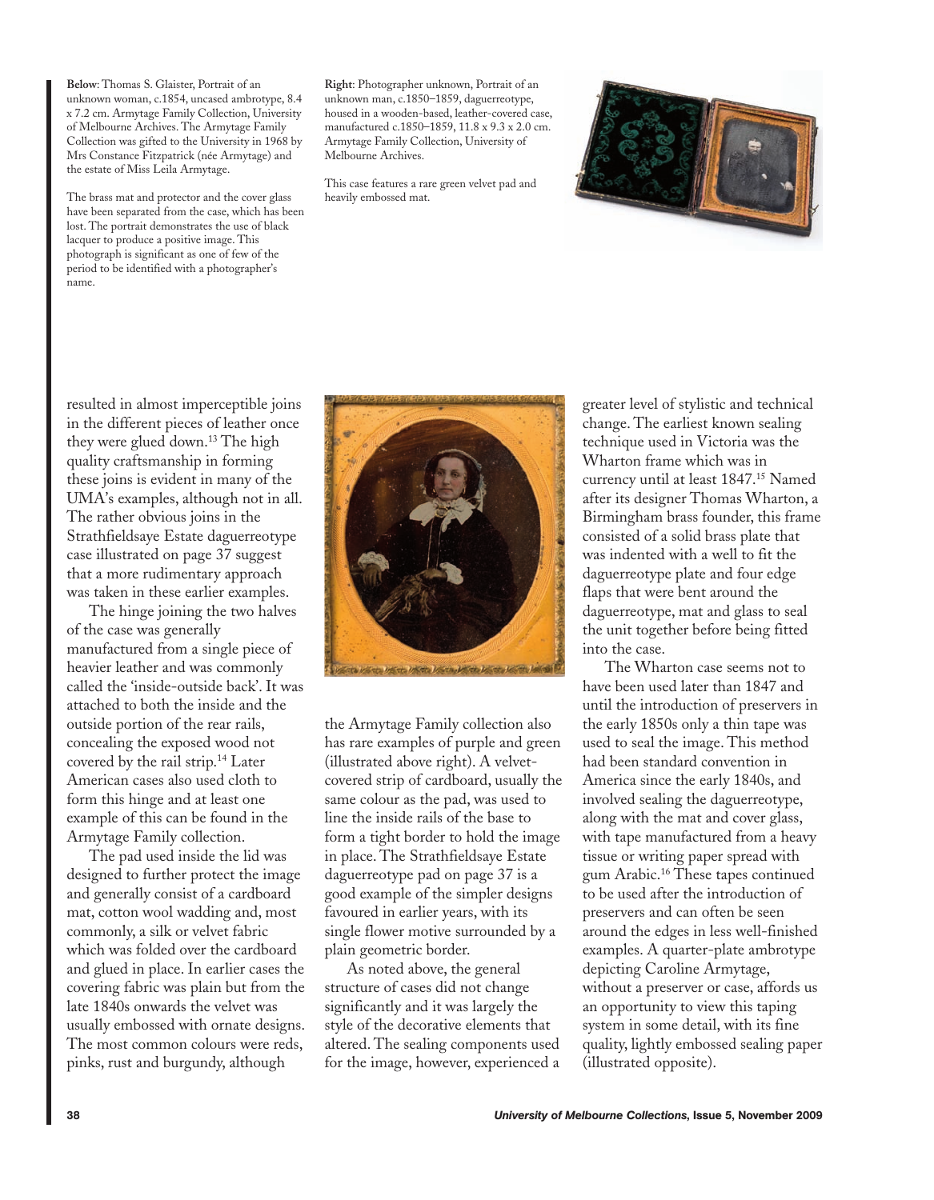**Below**: Thomas S. Glaister, Portrait of an unknown woman, c.1854, uncased ambrotype, 8.4 x 7.2 cm. Armytage Family Collection, University of Melbourne Archives. The Armytage Family Collection was gifted to the University in 1968 by Mrs Constance Fitzpatrick (née Armytage) and the estate of Miss Leila Armytage.

The brass mat and protector and the cover glass have been separated from the case, which has been lost. The portrait demonstrates the use of black lacquer to produce a positive image. This photograph is significant as one of few of the period to be identified with a photographer's name.

**Right**: Photographer unknown, Portrait of an unknown man, c.1850–1859, daguerreotype, housed in a wooden-based, leather-covered case, manufactured c.1850–1859, 11.8 x 9.3 x 2.0 cm. Armytage Family Collection, University of Melbourne Archives.

This case features a rare green velvet pad and heavily embossed mat.

resulted in almost imperceptible joins in the different pieces of leather once they were glued down.[13] The high quality craftsmanship in forming these joins is evident in many of the UMA's examples, although not in all. The rather obvious joins in the Strathfieldsaye Estate daguerreotype case illustrated on page 37 suggest that a more rudimentary approach was taken in these earlier examples.

The hinge joining the two halves of the case was generally manufactured from a single piece of heavier leather and was commonly called the 'inside-outside back'. It was attached to both the inside and the outside portion of the rear rails, concealing the exposed wood not covered by the rail strip.[14] Later American cases also used cloth to form this hinge and at least one example of this can be found in the Armytage Family collection.

The pad used inside the lid was designed to further protect the image and generally consist of a cardboard mat, cotton wool wadding and, most commonly, a silk or velvet fabric which was folded over the cardboard and glued in place. In earlier cases the covering fabric was plain but from the late 1840s onwards the velvet was usually embossed with ornate designs. The most common colours were reds, pinks, rust and burgundy, although the Armytage Family collection also has rare examples of purple and green (illustrated above right). A velvet-covered strip of cardboard, usually the same colour as the pad, was used to line the inside rails of the base to form a tight border to hold the image in place. The Strathfieldsaye Estate daguerreotype pad on page 37 is a good example of the simpler designs favoured in earlier years, with its single flower motive surrounded by a plain geometric border.

As noted above, the general structure of cases did not change significantly and it was largely the style of the decorative elements that altered. The sealing components used for the image, however, experienced a greater level of stylistic and technical change. The earliest known sealing technique used in Victoria was the Wharton frame which was in currency until at least 1847.[15] Named after its designer Thomas Wharton, a Birmingham brass founder, this frame consisted of a solid brass plate that was indented with a well to fit the daguerreotype plate and four edge flaps that were bent around the daguerreotype, mat and glass to seal the unit together before being fitted into the case.

The Wharton case seems not to have been used later than 1847 and until the introduction of preservers in the early 1850s only a thin tape was used to seal the image. This method had been standard convention in America since the early 1840s, and involved sealing the daguerreotype, along with the mat and cover glass, with tape manufactured from a heavy tissue or writing paper spread with gum Arabic.[16] These tapes continued to be used after the introduction of preservers and can often be seen around the edges in less well-finished examples. A quarter-plate ambrotype depicting Caroline Armytage, without a preserver or case, affords us an opportunity to view this taping system in some detail, with its fine quality, lightly embossed sealing paper (illustrated opposite).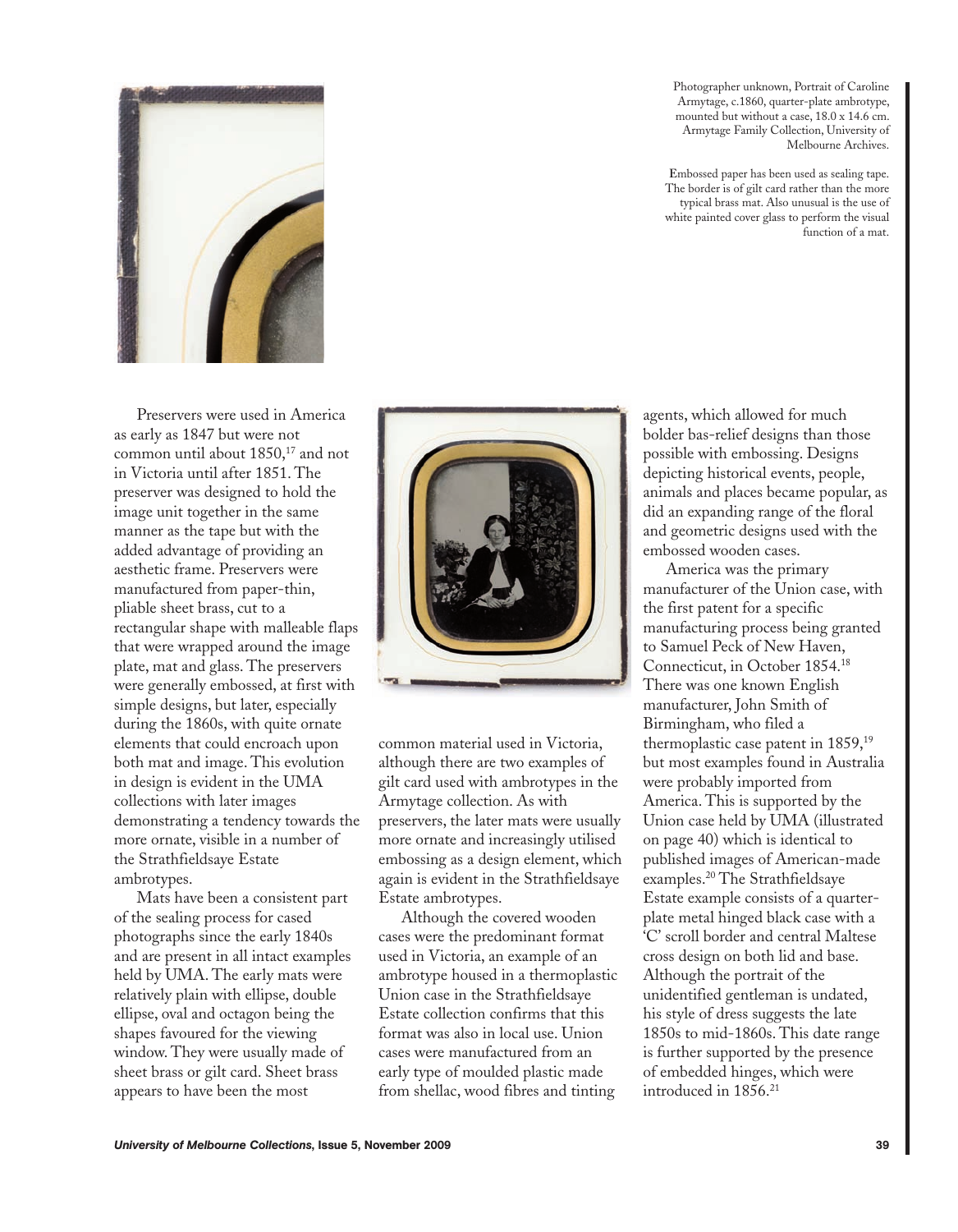Photographer unknown, Portrait of Caroline Armytage, c.1860, quarter-plate ambrotype, mounted but without a case, 18.0 x 14.6 cm. Armytage Family Collection, University of Melbourne Archives.

Embossed paper has been used as sealing tape. The border is of gilt card rather than the more typical brass mat. Also unusual is the use of white painted cover glass to perform the visual function of a mat.

Preservers were used in America as early as 1847 but were not common until about 1850,[17] and not in Victoria until after 1851. The preserver was designed to hold the image unit together in the same manner as the tape but with the added advantage of providing an aesthetic frame. Preservers were manufactured from paper-thin, pliable sheet brass, cut to a rectangular shape with malleable flaps that were wrapped around the image plate, mat and glass. The preservers were generally embossed, at first with simple designs, but later, especially during the 1860s, with quite ornate elements that could encroach upon both mat and image. This evolution in design is evident in the UMA collections with later images demonstrating a tendency towards the more ornate, visible in a number of the Strathfieldsaye Estate ambrotypes.

Mats have been a consistent part of the sealing process for cased photographs since the early 1840s and are present in all intact examples held by UMA. The early mats were relatively plain with ellipse, double ellipse, oval and octagon being the shapes favoured for the viewing window. They were usually made of sheet brass or gilt card. Sheet brass appears to have been the most common material used in Victoria, although there are two examples of gilt card used with ambrotypes in the Armytage collection. As with preservers, the later mats were usually more ornate and increasingly utilised embossing as a design element, which again is evident in the Strathfieldsaye Estate ambrotypes.

Although the covered wooden cases were the predominant format used in Victoria, an example of an ambrotype housed in a thermoplastic Union case in the Strathfieldsaye Estate collection confirms that this format was also in local use. Union cases were manufactured from an early type of moulded plastic made from shellac, wood fibres and tinting agents, which allowed for much bolder bas-relief designs than those possible with embossing. Designs depicting historical events, people, animals and places became popular, as did an expanding range of the floral and geometric designs used with the embossed wooden cases.

America was the primary manufacturer of the Union case, with the first patent for a specific manufacturing process being granted to Samuel Peck of New Haven, Connecticut, in October 1854.[18] There was one known English manufacturer, John Smith of Birmingham, who filed a thermoplastic case patent in 1859,[19] but most examples found in Australia were probably imported from America. This is supported by the Union case held by UMA (illustrated on page 40) which is identical to published images of American-made examples.[20] The Strathfieldsaye Estate example consists of a quarter-plate metal hinged black case with a 'C' scroll border and central Maltese cross design on both lid and base. Although the portrait of the unidentified gentleman is undated, his style of dress suggests the late 1850s to mid-1860s. This date range is further supported by the presence of embedded hinges, which were introduced in 1856.[21]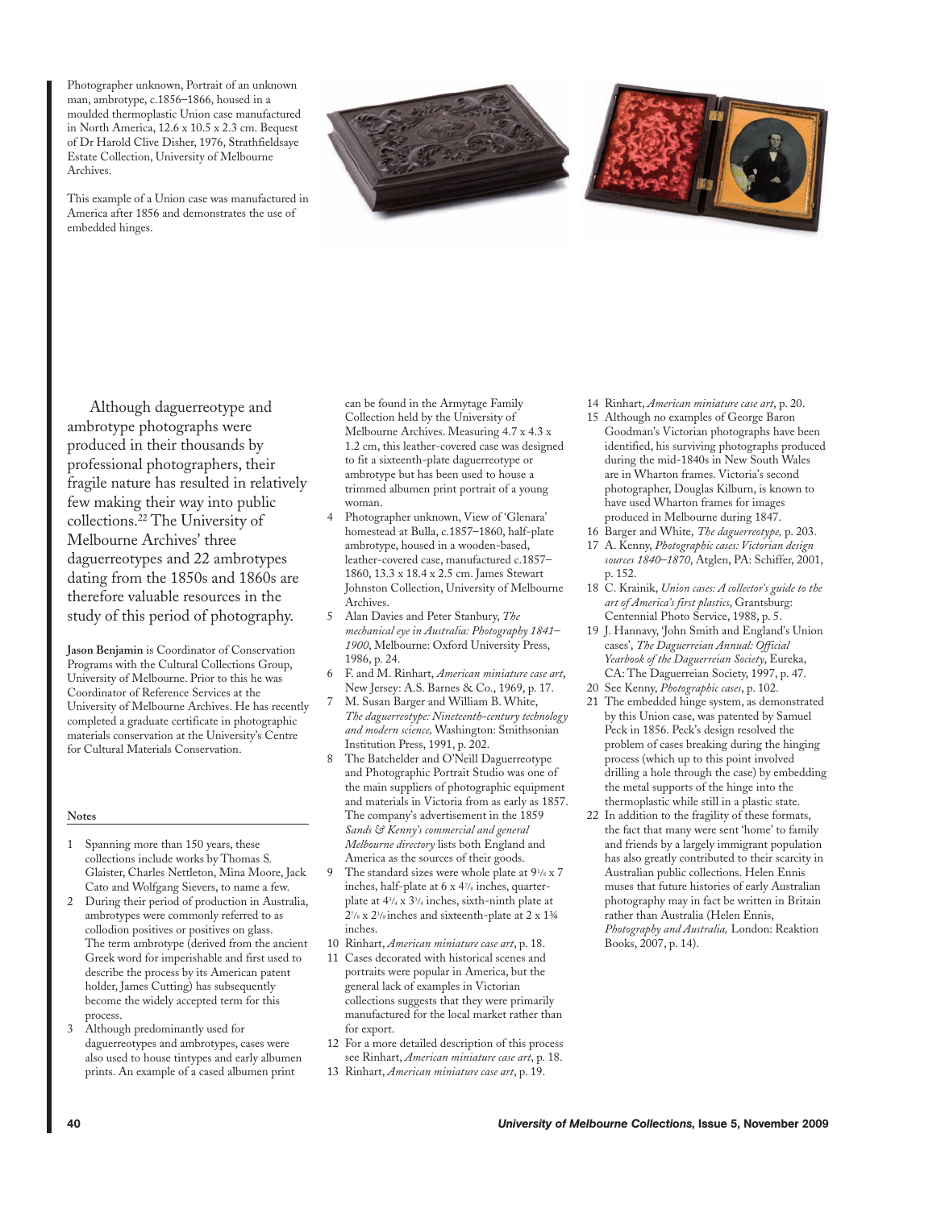Photographer unknown, Portrait of an unknown man, ambrotype, c.1856–1866, housed in a moulded thermoplastic Union case manufactured in North America, 12.6 x 10.5 x 2.3 cm. Bequest of Dr Harold Clive Disher, 1976, Strathfieldsaye Estate Collection, University of Melbourne Archives.

This example of a Union case was manufactured in America after 1856 and demonstrates the use of embedded hinges.

Although daguerreotype and ambrotype photographs were produced in their thousands by professional photographers, their fragile nature has resulted in relatively few making their way into public collections.[22] The University of Melbourne Archives' three daguerreotypes and 22 ambrotypes dating from the 1850s and 1860s are therefore valuable resources in the study of this period of photography.

**Jason Benjamin** is Coordinator of Conservation Programs with the Cultural Collections Group, University of Melbourne. Prior to this he was Coordinator of Reference Services at the University of Melbourne Archives. He has recently completed a graduate certificate in photographic materials conservation at the University's Centre for Cultural Materials Conservation.

**Notes**

1. Spanning more than 150 years, these collections include works by Thomas S. Glaister, Charles Nettleton, Mina Moore, Jack Cato and Wolfgang Sievers, to name a few.
2. During their period of production in Australia, ambrotypes were commonly referred to as collodion positives or positives on glass. The term ambrotype (derived from the ancient Greek word for imperishable and first used to describe the process by its American patent holder, James Cutting) has subsequently become the widely accepted term for this process.
3. Although predominantly used for daguerreotypes and ambrotypes, cases were also used to house tintypes and early albumen prints. An example of a cased albumen print can be found in the Armytage Family Collection held by the University of Melbourne Archives. Measuring 4.7 x 4.3 x 1.2 cm, this leather-covered case was designed to fit a sixteenth-plate daguerreotype or ambrotype but has been used to house a trimmed albumen print portrait of a young woman.
4. Photographer unknown, View of 'Glenara' homestead at Bulla, c.1857–1860, half-plate ambrotype, housed in a wooden-based, leather-covered case, manufactured c.1857–1860, 13.3 x 18.4 x 2.5 cm. James Stewart Johnston Collection, University of Melbourne Archives.
5. Alan Davies and Peter Stanbury, *The mechanical eye in Australia: Photography 1841–1900*, Melbourne: Oxford University Press, 1986, p. 24.
6. F. and M. Rinhart, *American miniature case art*, New Jersey: A.S. Barnes & Co., 1969, p. 17.
7. M. Susan Barger and William B. White, *The daguerreotype: Nineteenth-century technology and modern science,* Washington: Smithsonian Institution Press, 1991, p. 202.
8. The Batchelder and O'Neill Daguerreotype and Photographic Portrait Studio was one of the main suppliers of photographic equipment and materials in Victoria from as early as 1857. The company's advertisement in the 1859 *Sands & Kenny's commercial and general Melbourne directory* lists both England and America as the sources of their goods.
9. The standard sizes were whole plate at 9 1/8 x 7 inches, half-plate at 6 x 4 7/8 inches, quarter-plate at 4 1/4 x 3 1/4 inches, sixth-ninth plate at 2 7/8 x 2 1/8 inches and sixteenth-plate at 2 x 1¾ inches.
10. Rinhart, *American miniature case art*, p. 18.
11. Cases decorated with historical scenes and portraits were popular in America, but the general lack of examples in Victorian collections suggests that they were primarily manufactured for the local market rather than for export.
12. For a more detailed description of this process see Rinhart, *American miniature case art*, p. 18.
13. Rinhart, *American miniature case art*, p. 19.
14. Rinhart, *American miniature case art*, p. 20.
15. Although no examples of George Baron Goodman's Victorian photographs have been identified, his surviving photographs produced during the mid-1840s in New South Wales are in Wharton frames. Victoria's second photographer, Douglas Kilburn, is known to have used Wharton frames for images produced in Melbourne during 1847.
16. Barger and White, *The daguerreotype,* p. 203.
17. A. Kenny, *Photographic cases: Victorian design sources 1840–1870*, Atglen, PA: Schiffer, 2001, p. 152.
18. C. Krainik, *Union cases: A collector's guide to the art of America's first plastics*, Grantsburg: Centennial Photo Service, 1988, p. 5.
19. J. Hannavy, 'John Smith and England's Union cases', *The Daguerreian Annual: Official Yearbook of the Daguerreian Society*, Eureka, CA: The Daguerreian Society, 1997, p. 47.
20. See Kenny, *Photographic cases*, p. 102.
21. The embedded hinge system, as demonstrated by this Union case, was patented by Samuel Peck in 1856. Peck's design resolved the problem of cases breaking during the hinging process (which up to this point involved drilling a hole through the case) by embedding the metal supports of the hinge into the thermoplastic while still in a plastic state.
22. In addition to the fragility of these formats, the fact that many were sent 'home' to family and friends by a largely immigrant population has also greatly contributed to their scarcity in Australian public collections. Helen Ennis muses that future histories of early Australian photography may in fact be written in Britain rather than Australia (Helen Ennis, *Photography and Australia,* London: Reaktion Books, 2007, p. 14).